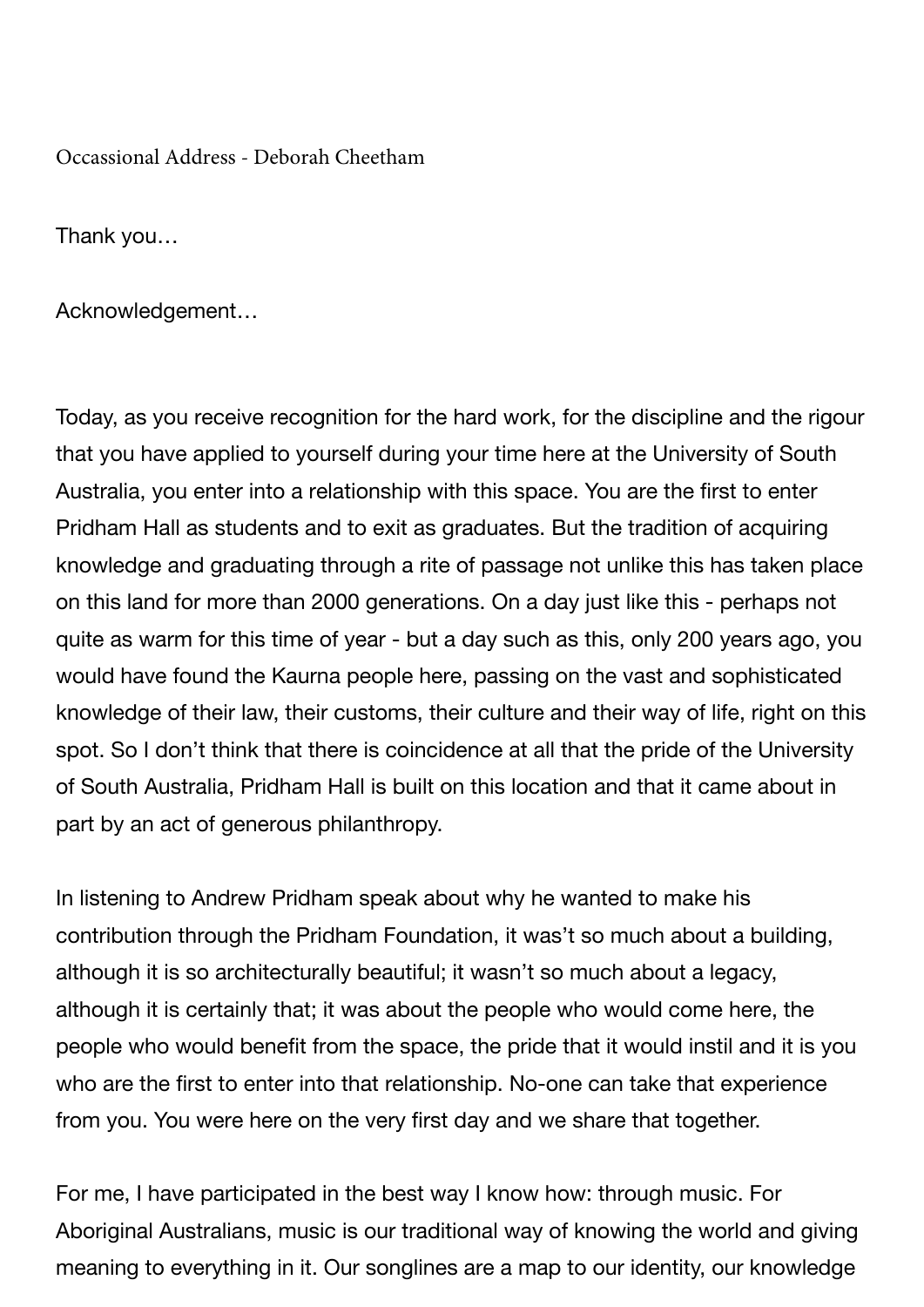Occassional Address - Deborah Cheetham

Thank you…

Acknowledgement…

Today, as you receive recognition for the hard work, for the discipline and the rigour that you have applied to yourself during your time here at the University of South Australia, you enter into a relationship with this space. You are the first to enter Pridham Hall as students and to exit as graduates. But the tradition of acquiring knowledge and graduating through a rite of passage not unlike this has taken place on this land for more than 2000 generations. On a day just like this - perhaps not quite as warm for this time of year - but a day such as this, only 200 years ago, you would have found the Kaurna people here, passing on the vast and sophisticated knowledge of their law, their customs, their culture and their way of life, right on this spot. So I don't think that there is coincidence at all that the pride of the University of South Australia, Pridham Hall is built on this location and that it came about in part by an act of generous philanthropy.

In listening to Andrew Pridham speak about why he wanted to make his contribution through the Pridham Foundation, it wasn't so much about a building, although it is so architecturally beautiful; it wasn't so much about a legacy, although it is certainly that; it was about the people who would come here, the people who would benefit from the space, the pride that it would instil and it is you who are the first to enter into that relationship. No-one can take that experience from you. You were here on the very first day and we share that together.

For me, I have participated in the best way I know how: through music. For Aboriginal Australians, music is our traditional way of knowing the world and giving meaning to everything in it. Our songlines are a map to our identity, our knowledge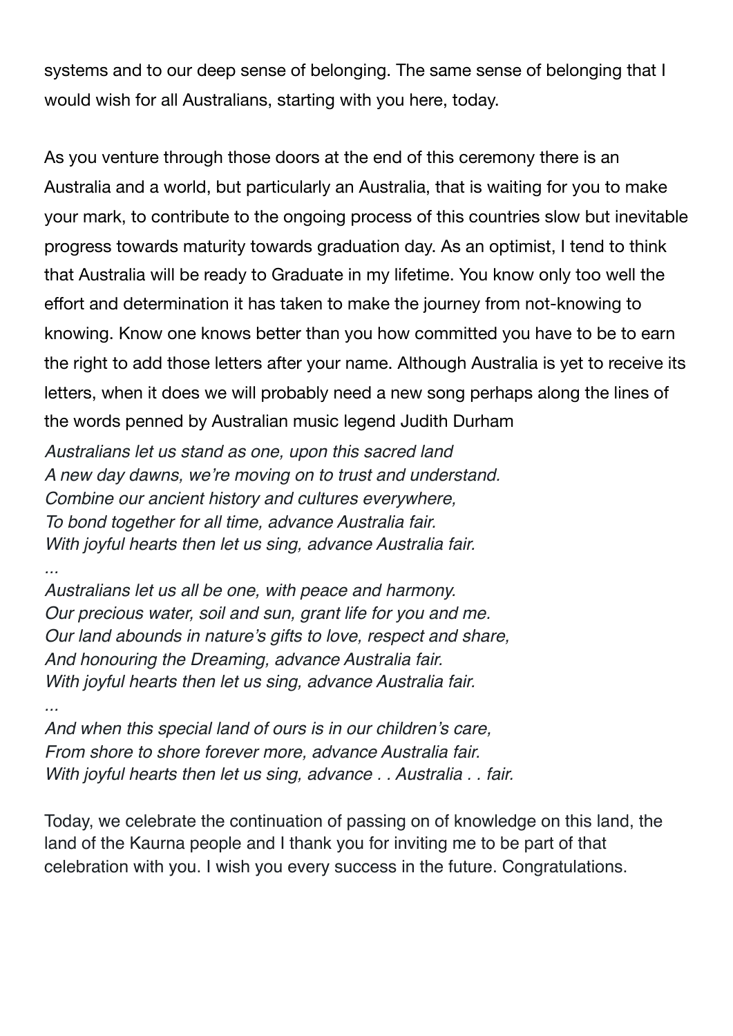systems and to our deep sense of belonging. The same sense of belonging that I would wish for all Australians, starting with you here, today.

As you venture through those doors at the end of this ceremony there is an Australia and a world, but particularly an Australia, that is waiting for you to make your mark, to contribute to the ongoing process of this countries slow but inevitable progress towards maturity towards graduation day. As an optimist, I tend to think that Australia will be ready to Graduate in my lifetime. You know only too well the effort and determination it has taken to make the journey from not-knowing to knowing. Know one knows better than you how committed you have to be to earn the right to add those letters after your name. Although Australia is yet to receive its letters, when it does we will probably need a new song perhaps along the lines of the words penned by Australian music legend Judith Durham

*Australians let us stand as one, upon this sacred land*
*A new day dawns, we're moving on to trust and understand.*
*Combine our ancient history and cultures everywhere,*
*To bond together for all time, advance Australia fair.*
*With joyful hearts then let us sing, advance Australia fair.*
*...*
*Australians let us all be one, with peace and harmony.*
*Our precious water, soil and sun, grant life for you and me.*
*Our land abounds in nature's gifts to love, respect and share,*
*And honouring the Dreaming, advance Australia fair.*
*With joyful hearts then let us sing, advance Australia fair.*
*...*
*And when this special land of ours is in our children's care,*
*From shore to shore forever more, advance Australia fair.*
*With joyful hearts then let us sing, advance . . Australia . . fair.*

Today, we celebrate the continuation of passing on of knowledge on this land, the land of the Kaurna people and I thank you for inviting me to be part of that celebration with you. I wish you every success in the future. Congratulations.